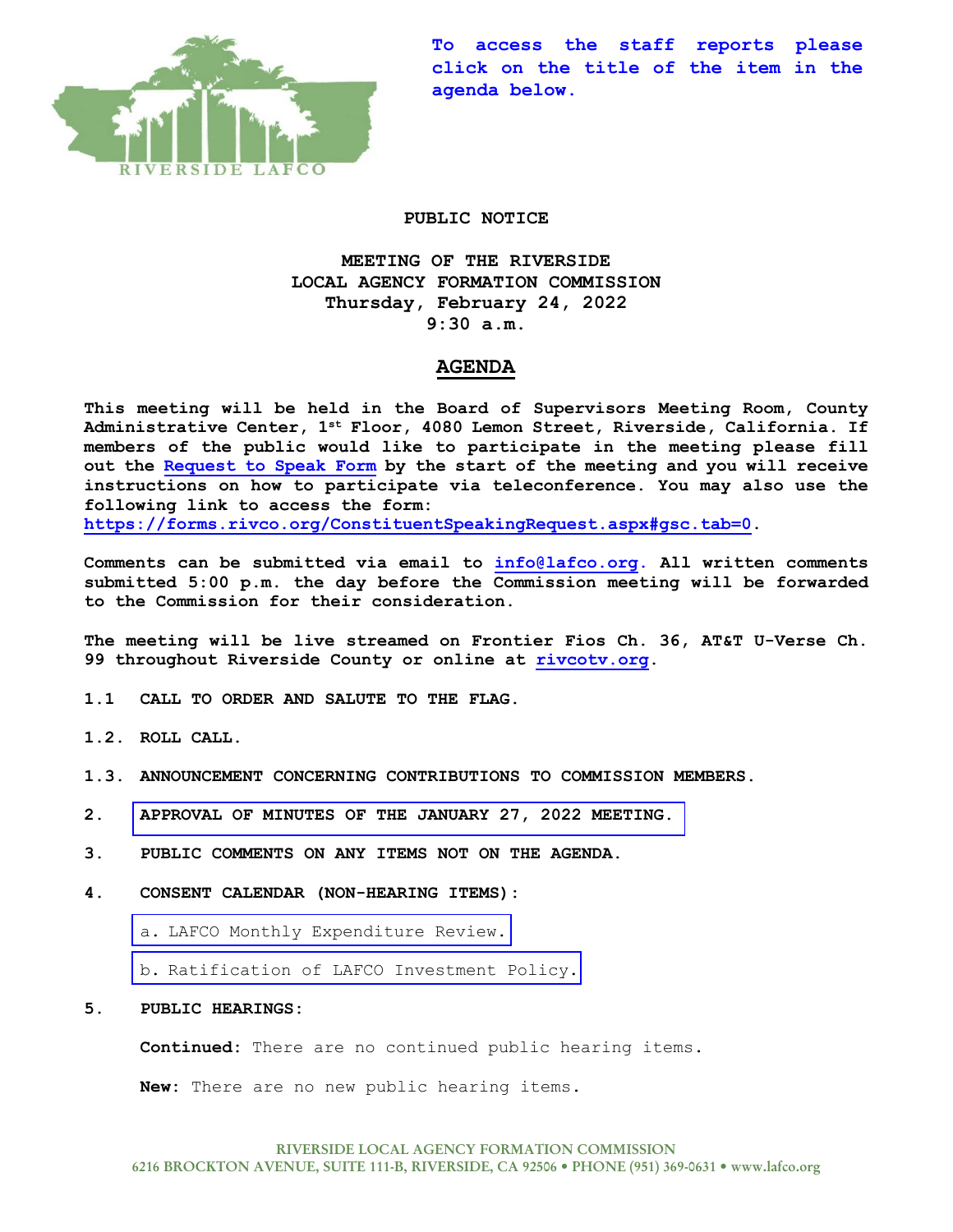**To access the staff reports please click on the title of the item in the agenda below.**

**PUBLIC NOTICE**

**MEETING OF THE RIVERSIDE LOCAL AGENCY FORMATION COMMISSION**
**Thursday, February 24, 2022**
**9:30 a.m.**

## AGENDA

**This meeting will be held in the Board of Supervisors Meeting Room, County Administrative Center, 1st Floor, 4080 Lemon Street, Riverside, California. If members of the public would like to participate in the meeting please fill out the Request to Speak Form by the start of the meeting and you will receive instructions on how to participate via teleconference. You may also use the following link to access the form: https://forms.rivco.org/ConstituentSpeakingRequest.aspx#gsc.tab=0.**

**Comments can be submitted via email to info@lafco.org. All written comments submitted 5:00 p.m. the day before the Commission meeting will be forwarded to the Commission for their consideration.**

**The meeting will be live streamed on Frontier Fios Ch. 36, AT&T U-Verse Ch. 99 throughout Riverside County or online at rivcotv.org.**

**1.1 CALL TO ORDER AND SALUTE TO THE FLAG.**

**1.2. ROLL CALL.**

**1.3. ANNOUNCEMENT CONCERNING CONTRIBUTIONS TO COMMISSION MEMBERS.**

**2. APPROVAL OF MINUTES OF THE JANUARY 27, 2022 MEETING.**

**3. PUBLIC COMMENTS ON ANY ITEMS NOT ON THE AGENDA.**

**4. CONSENT CALENDAR (NON-HEARING ITEMS):**

a. LAFCO Monthly Expenditure Review.

b. Ratification of LAFCO Investment Policy.

**5. PUBLIC HEARINGS:**

**Continued:** There are no continued public hearing items.

**New:** There are no new public hearing items.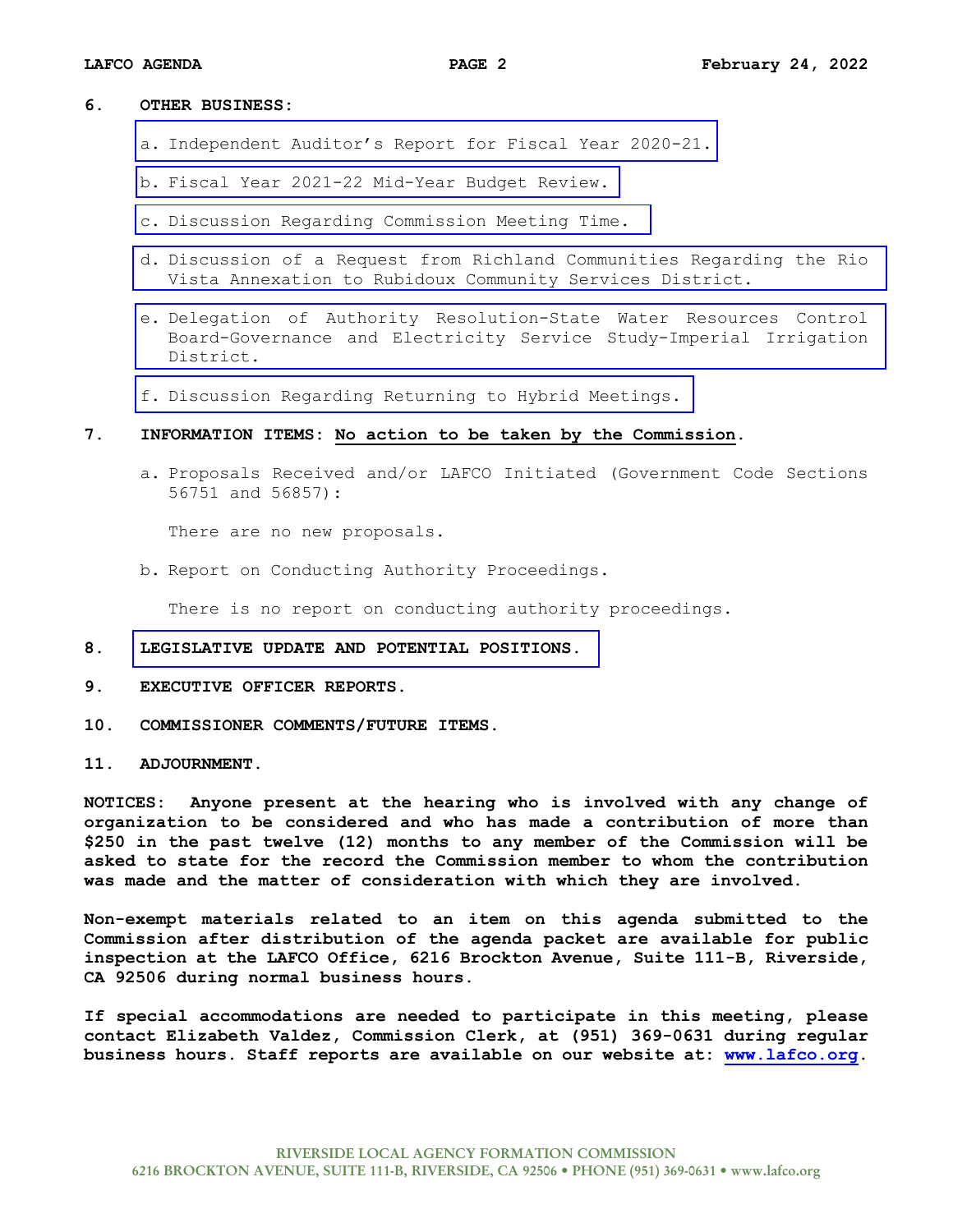6. **OTHER BUSINESS:**

   a. Independent Auditor's Report for Fiscal Year 2020-21.

   b. Fiscal Year 2021-22 Mid-Year Budget Review.

   c. Discussion Regarding Commission Meeting Time.

   d. Discussion of a Request from Richland Communities Regarding the Rio Vista Annexation to Rubidoux Community Services District.

   e. Delegation of Authority Resolution-State Water Resources Control Board-Governance and Electricity Service Study-Imperial Irrigation District.

   f. Discussion Regarding Returning to Hybrid Meetings.

7. **INFORMATION ITEMS: No action to be taken by the Commission.**

   a. Proposals Received and/or LAFCO Initiated (Government Code Sections 56751 and 56857):

      There are no new proposals.

   b. Report on Conducting Authority Proceedings.

      There is no report on conducting authority proceedings.

8. **LEGISLATIVE UPDATE AND POTENTIAL POSITIONS.**

9. **EXECUTIVE OFFICER REPORTS.**

10. **COMMISSIONER COMMENTS/FUTURE ITEMS.**

11. **ADJOURNMENT.**

**NOTICES: Anyone present at the hearing who is involved with any change of organization to be considered and who has made a contribution of more than $250 in the past twelve (12) months to any member of the Commission will be asked to state for the record the Commission member to whom the contribution was made and the matter of consideration with which they are involved.**

**Non-exempt materials related to an item on this agenda submitted to the Commission after distribution of the agenda packet are available for public inspection at the LAFCO Office, 6216 Brockton Avenue, Suite 111-B, Riverside, CA 92506 during normal business hours.**

**If special accommodations are needed to participate in this meeting, please contact Elizabeth Valdez, Commission Clerk, at (951) 369-0631 during regular business hours. Staff reports are available on our website at: www.lafco.org.**